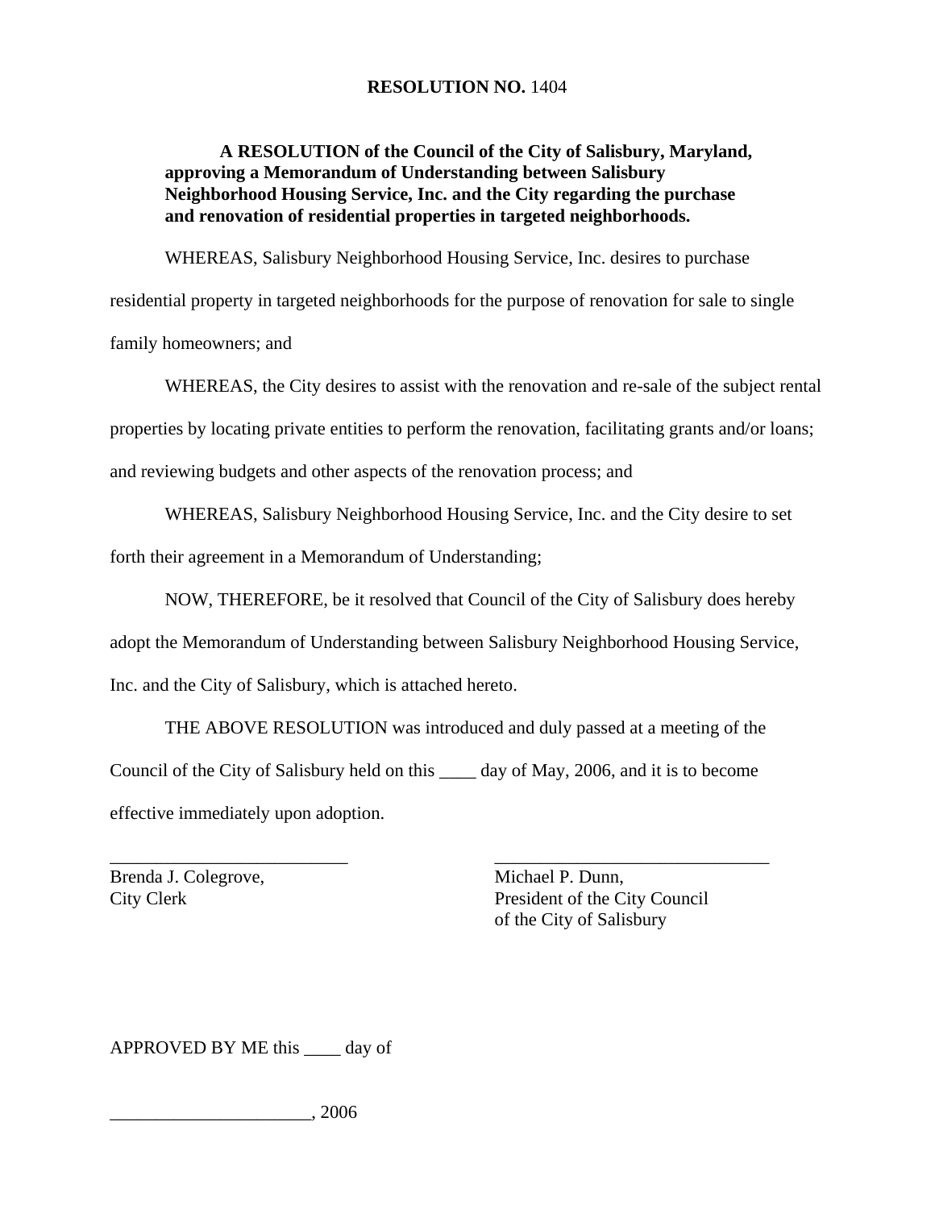**RESOLUTION NO.** 1404

**A RESOLUTION of the Council of the City of Salisbury, Maryland, approving a Memorandum of Understanding between Salisbury Neighborhood Housing Service, Inc. and the City regarding the purchase and renovation of residential properties in targeted neighborhoods.**

WHEREAS, Salisbury Neighborhood Housing Service, Inc. desires to purchase residential property in targeted neighborhoods for the purpose of renovation for sale to single family homeowners; and

WHEREAS, the City desires to assist with the renovation and re-sale of the subject rental properties by locating private entities to perform the renovation, facilitating grants and/or loans; and reviewing budgets and other aspects of the renovation process; and

WHEREAS, Salisbury Neighborhood Housing Service, Inc. and the City desire to set forth their agreement in a Memorandum of Understanding;

NOW, THEREFORE, be it resolved that Council of the City of Salisbury does hereby adopt the Memorandum of Understanding between Salisbury Neighborhood Housing Service, Inc. and the City of Salisbury, which is attached hereto.

THE ABOVE RESOLUTION was introduced and duly passed at a meeting of the Council of the City of Salisbury held on this ____ day of May, 2006, and it is to become effective immediately upon adoption.

| | |
|---|---|
| __________________________ | ______________________________ |
| Brenda J. Colegrove,<br>City Clerk | Michael P. Dunn,<br>President of the City Council<br>of the City of Salisbury |

APPROVED BY ME this ____ day of

_____________________, 2006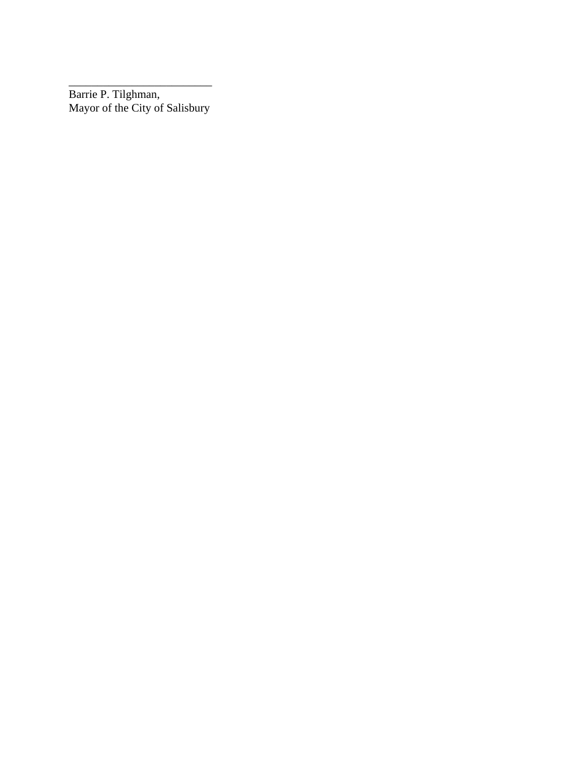\_\_\_\_\_\_\_\_\_\_\_\_\_\_\_\_\_\_\_\_\_\_\_\_\_\_

Barrie P. Tilghman,
Mayor of the City of Salisbury